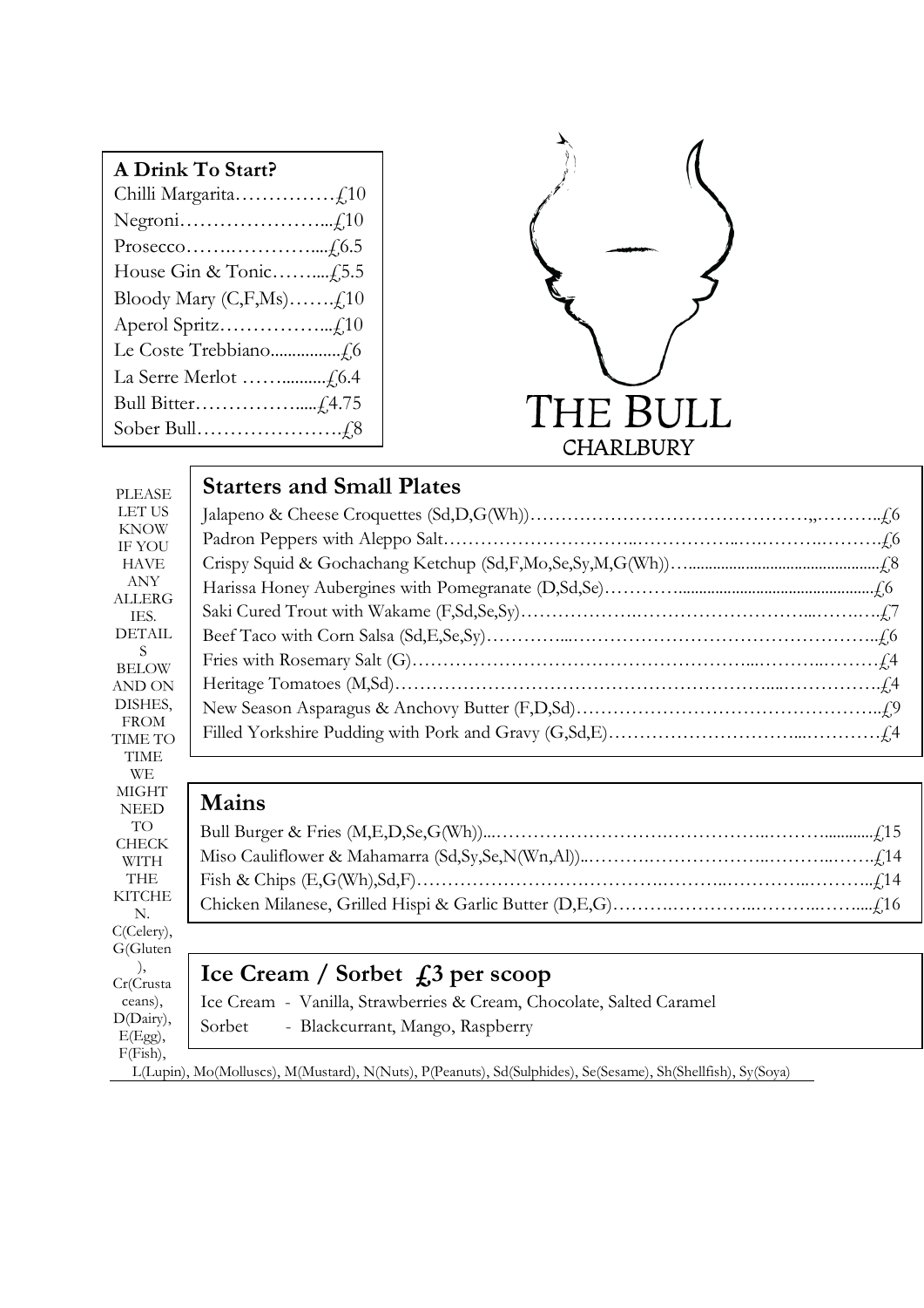## A Drink To Start?

- Chilli Margarita……………£10
- Negroni…………………...£10
- Prosecco…….…………....£6.5
- House Gin & Tonic……....£5.5
- Bloody Mary (C,F,Ms)…….£10
- Aperol Spritz……………...£10
- Le Coste Trebbiano................£6
- La Serre Merlot ……..........£6.4
- Bull Bitter……………......£4.75
- Sober Bull………………….£8

# THE BULL
CHARLBURY

PLEASE LET US KNOW IF YOU HAVE ANY ALLERGIES. DETAILS BELOW AND ON DISHES, FROM TIME TO TIME WE MIGHT NEED TO CHECK WITH THE KITCHEN. C(Celery), G(Gluten), Cr(Crustaceans), D(Dairy), E(Egg), F(Fish), L(Lupin), Mo(Molluscs), M(Mustard), N(Nuts), P(Peanuts), Sd(Sulphides), Se(Sesame), Sh(Shellfish), Sy(Soya)

## Starters and Small Plates

- Jalapeno & Cheese Croquettes (Sd,D,G(Wh))…………………………………….,………..£6
- Padron Peppers with Aleppo Salt………………………..……………..…………..……….£6
- Crispy Squid & Gochachang Ketchup (Sd,F,Mo,Se,Sy,M,G(Wh))…..............................................£8
- Harissa Honey Aubergines with Pomegranate (D,Sd,Se)………….................................................£6
- Saki Cured Trout with Wakame (F,Sd,Se,Sy)………………..……………………...……..….£7
- Beef Taco with Corn Salsa (Sd,E,Se,Sy)………….....……………………………………..£6
- Fries with Rosemary Salt (G)………………………………………………...………..………£4
- Heritage Tomatoes (M,Sd)…………………………………………………......……………..£4
- New Season Asparagus & Anchovy Butter (F,D,Sd)…………………………………………..£9
- Filled Yorkshire Pudding with Pork and Gravy (G,Sd,E)…………………………....…………£4

## Mains

- Bull Burger & Fries (M,E,D,Se,G(Wh))...……………………….……………..………............£15
- Miso Cauliflower & Mahamarra (Sd,Sy,Se,N(Wn,Al))..……….……………..………..…….£14
- Fish & Chips (E,G(Wh),Sd,F)…………………….……….………..………….………..£14
- Chicken Milanese, Grilled Hispi & Garlic Butter (D,E,G)……….…………..………..……....£16

## Ice Cream / Sorbet £3 per scoop

Ice Cream - Vanilla, Strawberries & Cream, Chocolate, Salted Caramel

Sorbet - Blackcurrant, Mango, Raspberry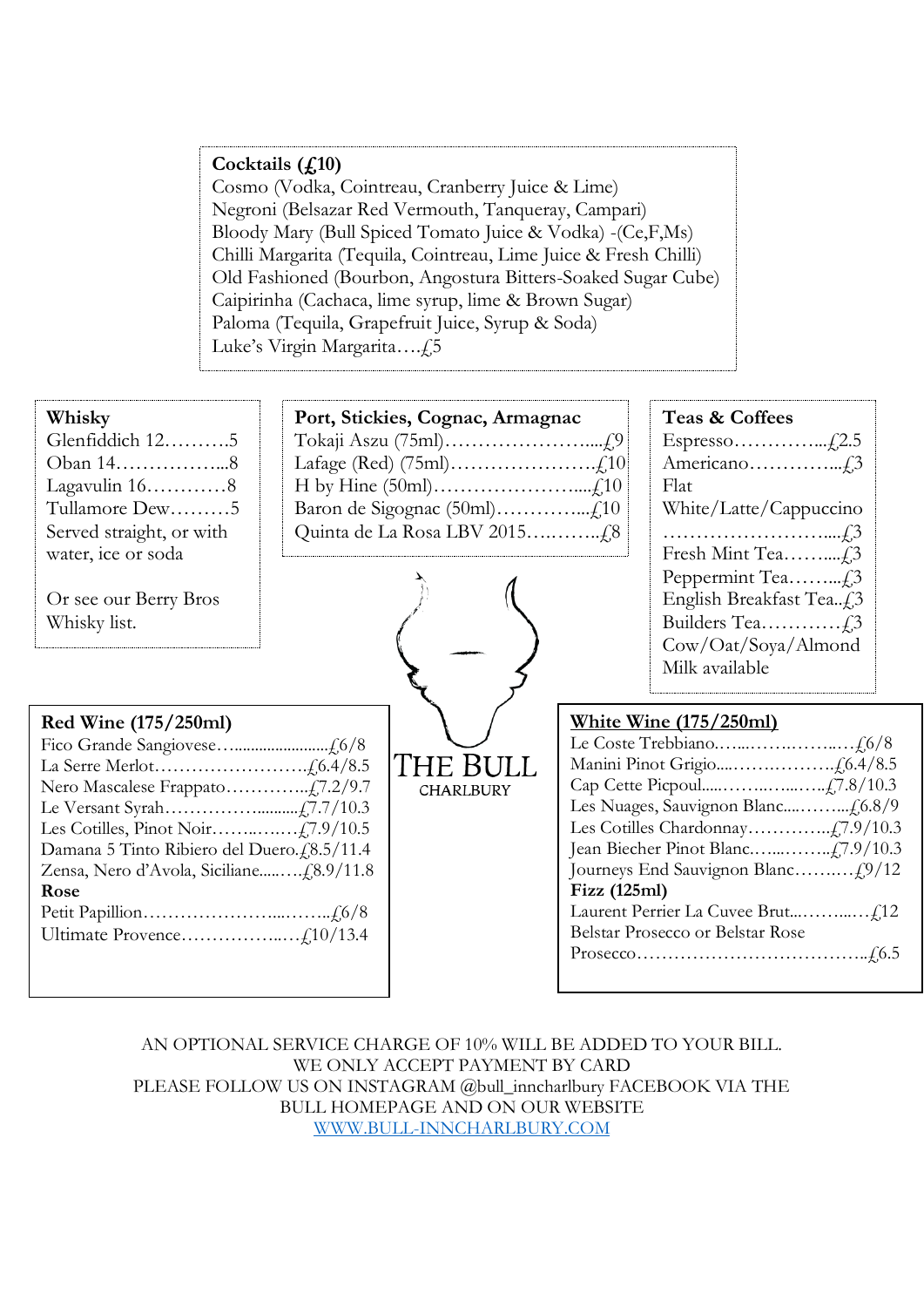## Cocktails (£10)

Cosmo (Vodka, Cointreau, Cranberry Juice & Lime)
Negroni (Belsazar Red Vermouth, Tanqueray, Campari)
Bloody Mary (Bull Spiced Tomato Juice & Vodka) -(Ce,F,Ms)
Chilli Margarita (Tequila, Cointreau, Lime Juice & Fresh Chilli)
Old Fashioned (Bourbon, Angostura Bitters-Soaked Sugar Cube)
Caipirinha (Cachaca, lime syrup, lime & Brown Sugar)
Paloma (Tequila, Grapefruit Juice, Syrup & Soda)
Luke's Virgin Margarita….£5

## Whisky

Glenfiddich 12……….5
Oban 14……………...8
Lagavulin 16…………8
Tullamore Dew………5
Served straight, or with water, ice or soda

Or see our Berry Bros Whisky list.

## Port, Stickies, Cognac, Armagnac

Tokaji Aszu (75ml)…………………....£9
Lafage (Red) (75ml)………………….£10
H by Hine (50ml)…………………....£10
Baron de Sigognac (50ml)…………...£10
Quinta de La Rosa LBV 2015….……..£8

## Teas & Coffees

Espresso…………...£2.5
Americano…………...£3
Flat White/Latte/Cappuccino ……………………....£3
Fresh Mint Tea……....£3
Peppermint Tea……...£3
English Breakfast Tea..£3
Builders Tea…………£3
Cow/Oat/Soya/Almond Milk available

THE BULL
CHARLBURY

## Red Wine (175/250ml)

Fico Grande Sangiovese…......................£6/8
La Serre Merlot……………………..£6.4/8.5
Nero Mascalese Frappato…………..£7.2/9.7
Le Versant Syrah…………..........£7.7/10.3
Les Cotilles, Pinot Noir……..……£7.9/10.5
Damana 5 Tinto Ribiero del Duero.£8.5/11.4
Zensa, Nero d'Avola, Siciliane.....…..£8.9/11.8

**Rose**

Petit Papillion…………………...……..£6/8
Ultimate Provence……………..…£10/13.4

## White Wine (175/250ml)

Le Coste Trebbiano…....…….……..…£6/8
Manini Pinot Grigio....……….……….£6.4/8.5
Cap Cette Picpoul.....……..…...…..£7.8/10.3
Les Nuages, Sauvignon Blanc....……...£6.8/9
Les Cotilles Chardonnay…………..£7.9/10.3
Jean Biecher Pinot Blanc…....……..£7.9/10.3
Journeys End Sauvignon Blanc……..…£9/12

**Fizz (125ml)**

Laurent Perrier La Cuvee Brut...……....…£12
Belstar Prosecco or Belstar Rose Prosecco………………………………..£6.5

AN OPTIONAL SERVICE CHARGE OF 10% WILL BE ADDED TO YOUR BILL.
WE ONLY ACCEPT PAYMENT BY CARD
PLEASE FOLLOW US ON INSTAGRAM @bull_inncharlbury FACEBOOK VIA THE BULL HOMEPAGE AND ON OUR WEBSITE
WWW.BULL-INNCHARLBURY.COM